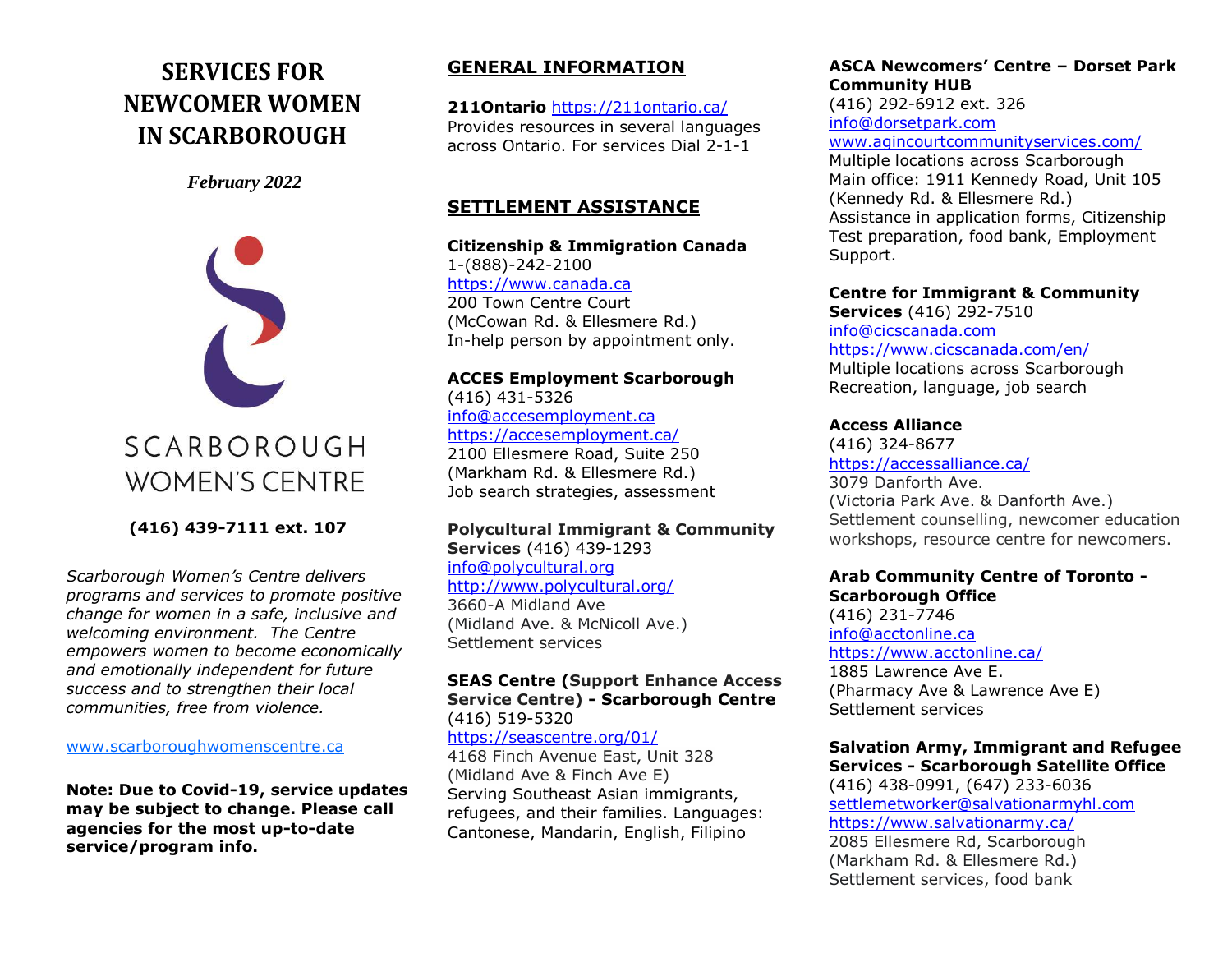# SERVICES FOR NEWCOMER WOMEN IN SCARBOROUGH

*February 2022*

SCARBOROUGH WOMEN'S CENTRE

**(416) 439-7111 ext. 107**

*Scarborough Women's Centre delivers programs and services to promote positive change for women in a safe, inclusive and welcoming environment. The Centre empowers women to become economically and emotionally independent for future success and to strengthen their local communities, free from violence.*

www.scarboroughwomenscentre.ca

**Note: Due to Covid-19, service updates may be subject to change. Please call agencies for the most up-to-date service/program info.**

## GENERAL INFORMATION

**211Ontario** https://211ontario.ca/
Provides resources in several languages across Ontario. For services Dial 2-1-1

## SETTLEMENT ASSISTANCE

**Citizenship & Immigration Canada**
1-(888)-242-2100
https://www.canada.ca
200 Town Centre Court
(McCowan Rd. & Ellesmere Rd.)
In-help person by appointment only.

**ACCES Employment Scarborough**
(416) 431-5326
info@accesemployment.ca
https://accesemployment.ca/
2100 Ellesmere Road, Suite 250
(Markham Rd. & Ellesmere Rd.)
Job search strategies, assessment

**Polycultural Immigrant & Community Services** (416) 439-1293
info@polycultural.org
http://www.polycultural.org/
3660-A Midland Ave
(Midland Ave. & McNicoll Ave.)
Settlement services

**SEAS Centre (Support Enhance Access Service Centre) - Scarborough Centre**
(416) 519-5320
https://seascentre.org/01/
4168 Finch Avenue East, Unit 328
(Midland Ave & Finch Ave E)
Serving Southeast Asian immigrants, refugees, and their families. Languages: Cantonese, Mandarin, English, Filipino

**ASCA Newcomers' Centre – Dorset Park Community HUB**
(416) 292-6912 ext. 326
info@dorsetpark.com
www.agincourtcommunityservices.com/
Multiple locations across Scarborough
Main office: 1911 Kennedy Road, Unit 105
(Kennedy Rd. & Ellesmere Rd.)
Assistance in application forms, Citizenship Test preparation, food bank, Employment Support.

**Centre for Immigrant & Community Services** (416) 292-7510
info@cicscanada.com
https://www.cicscanada.com/en/
Multiple locations across Scarborough
Recreation, language, job search

**Access Alliance**
(416) 324-8677
https://accessalliance.ca/
3079 Danforth Ave.
(Victoria Park Ave. & Danforth Ave.)
Settlement counselling, newcomer education workshops, resource centre for newcomers.

**Arab Community Centre of Toronto - Scarborough Office**
(416) 231-7746
info@acctonline.ca
https://www.acctonline.ca/
1885 Lawrence Ave E.
(Pharmacy Ave & Lawrence Ave E)
Settlement services

**Salvation Army, Immigrant and Refugee Services - Scarborough Satellite Office**
(416) 438-0991, (647) 233-6036
settlemetworker@salvationarmyhl.com
https://www.salvationarmy.ca/
2085 Ellesmere Rd, Scarborough
(Markham Rd. & Ellesmere Rd.)
Settlement services, food bank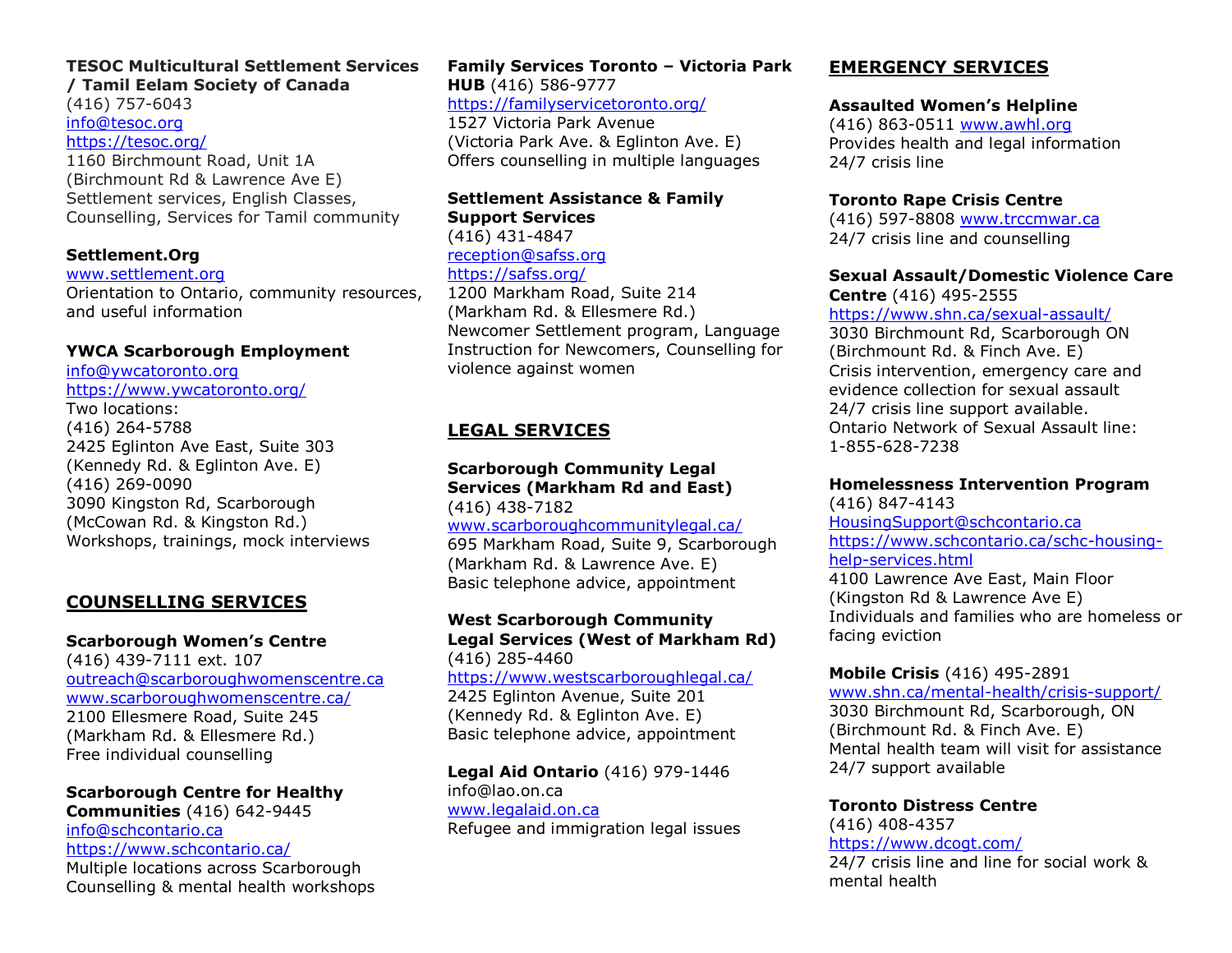**TESOC Multicultural Settlement Services / Tamil Eelam Society of Canada**
(416) 757-6043
info@tesoc.org
https://tesoc.org/
1160 Birchmount Road, Unit 1A
(Birchmount Rd & Lawrence Ave E)
Settlement services, English Classes, Counselling, Services for Tamil community

**Settlement.Org**
www.settlement.org
Orientation to Ontario, community resources, and useful information

**YWCA Scarborough Employment**
info@ywcatoronto.org
https://www.ywcatoronto.org/
Two locations:
(416) 264-5788
2425 Eglinton Ave East, Suite 303
(Kennedy Rd. & Eglinton Ave. E)
(416) 269-0090
3090 Kingston Rd, Scarborough
(McCowan Rd. & Kingston Rd.)
Workshops, trainings, mock interviews

## COUNSELLING SERVICES

**Scarborough Women's Centre**
(416) 439-7111 ext. 107
outreach@scarboroughwomenscentre.ca
www.scarboroughwomenscentre.ca/
2100 Ellesmere Road, Suite 245
(Markham Rd. & Ellesmere Rd.)
Free individual counselling

**Scarborough Centre for Healthy Communities** (416) 642-9445
info@schcontario.ca
https://www.schcontario.ca/
Multiple locations across Scarborough
Counselling & mental health workshops

**Family Services Toronto – Victoria Park HUB** (416) 586-9777
https://familyservicetoronto.org/
1527 Victoria Park Avenue
(Victoria Park Ave. & Eglinton Ave. E)
Offers counselling in multiple languages

**Settlement Assistance & Family Support Services**
(416) 431-4847
reception@safss.org
https://safss.org/
1200 Markham Road, Suite 214
(Markham Rd. & Ellesmere Rd.)
Newcomer Settlement program, Language Instruction for Newcomers, Counselling for violence against women

## LEGAL SERVICES

**Scarborough Community Legal Services (Markham Rd and East)**
(416) 438-7182
www.scarboroughcommunitylegal.ca/
695 Markham Road, Suite 9, Scarborough
(Markham Rd. & Lawrence Ave. E)
Basic telephone advice, appointment

**West Scarborough Community Legal Services (West of Markham Rd)**
(416) 285-4460
https://www.westscarboroughlegal.ca/
2425 Eglinton Avenue, Suite 201
(Kennedy Rd. & Eglinton Ave. E)
Basic telephone advice, appointment

**Legal Aid Ontario** (416) 979-1446
info@lao.on.ca
www.legalaid.on.ca
Refugee and immigration legal issues

## EMERGENCY SERVICES

**Assaulted Women's Helpline**
(416) 863-0511 www.awhl.org
Provides health and legal information
24/7 crisis line

**Toronto Rape Crisis Centre**
(416) 597-8808 www.trccmwar.ca
24/7 crisis line and counselling

**Sexual Assault/Domestic Violence Care Centre** (416) 495-2555
https://www.shn.ca/sexual-assault/
3030 Birchmount Rd, Scarborough ON
(Birchmount Rd. & Finch Ave. E)
Crisis intervention, emergency care and evidence collection for sexual assault
24/7 crisis line support available.
Ontario Network of Sexual Assault line:
1-855-628-7238

**Homelessness Intervention Program**
(416) 847-4143
HousingSupport@schcontario.ca
https://www.schcontario.ca/schc-housing-help-services.html
4100 Lawrence Ave East, Main Floor
(Kingston Rd & Lawrence Ave E)
Individuals and families who are homeless or facing eviction

**Mobile Crisis** (416) 495-2891
www.shn.ca/mental-health/crisis-support/
3030 Birchmount Rd, Scarborough, ON
(Birchmount Rd. & Finch Ave. E)
Mental health team will visit for assistance
24/7 support available

**Toronto Distress Centre**
(416) 408-4357
https://www.dcogt.com/
24/7 crisis line and line for social work & mental health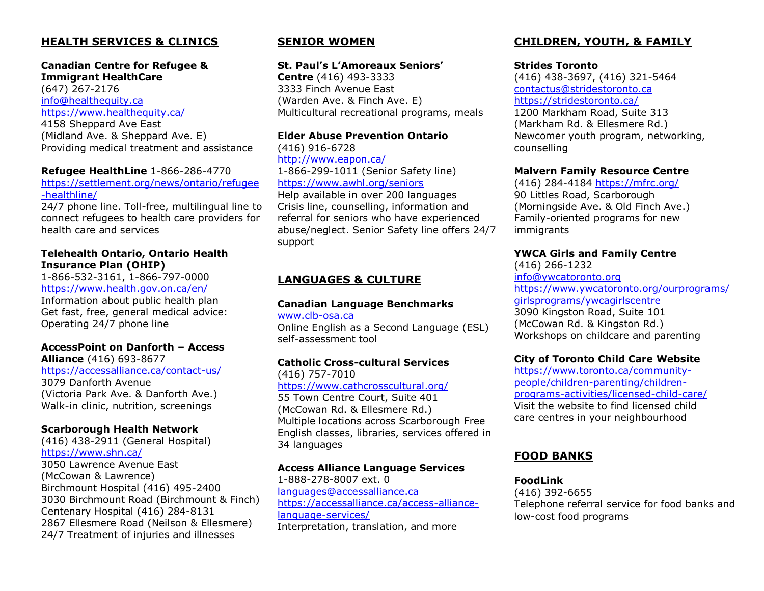## HEALTH SERVICES & CLINICS

**Canadian Centre for Refugee & Immigrant HealthCare**
(647) 267-2176
info@healthequity.ca
https://www.healthequity.ca/
4158 Sheppard Ave East
(Midland Ave. & Sheppard Ave. E)
Providing medical treatment and assistance

**Refugee HealthLine** 1-866-286-4770
https://settlement.org/news/ontario/refugee-healthline/
24/7 phone line. Toll-free, multilingual line to connect refugees to health care providers for health care and services

**Telehealth Ontario, Ontario Health Insurance Plan (OHIP)**
1-866-532-3161, 1-866-797-0000
https://www.health.gov.on.ca/en/
Information about public health plan
Get fast, free, general medical advice: Operating 24/7 phone line

**AccessPoint on Danforth – Access Alliance** (416) 693-8677
https://accessalliance.ca/contact-us/
3079 Danforth Avenue
(Victoria Park Ave. & Danforth Ave.)
Walk-in clinic, nutrition, screenings

**Scarborough Health Network**
(416) 438-2911 (General Hospital)
https://www.shn.ca/
3050 Lawrence Avenue East
(McCowan & Lawrence)
Birchmount Hospital (416) 495-2400
3030 Birchmount Road (Birchmount & Finch)
Centenary Hospital (416) 284-8131
2867 Ellesmere Road (Neilson & Ellesmere)
24/7 Treatment of injuries and illnesses

## SENIOR WOMEN

**St. Paul's L'Amoreaux Seniors' Centre** (416) 493-3333
3333 Finch Avenue East
(Warden Ave. & Finch Ave. E)
Multicultural recreational programs, meals

**Elder Abuse Prevention Ontario**
(416) 916-6728
http://www.eapon.ca/
1-866-299-1011 (Senior Safety line)
https://www.awhl.org/seniors
Help available in over 200 languages
Crisis line, counselling, information and referral for seniors who have experienced abuse/neglect. Senior Safety line offers 24/7 support

## LANGUAGES & CULTURE

**Canadian Language Benchmarks**
www.clb-osa.ca
Online English as a Second Language (ESL) self-assessment tool

**Catholic Cross-cultural Services**
(416) 757-7010
https://www.cathcrosscultural.org/
55 Town Centre Court, Suite 401
(McCowan Rd. & Ellesmere Rd.)
Multiple locations across Scarborough Free English classes, libraries, services offered in 34 languages

**Access Alliance Language Services**
1-888-278-8007 ext. 0
languages@accessalliance.ca
https://accessalliance.ca/access-alliance-language-services/
Interpretation, translation, and more

## CHILDREN, YOUTH, & FAMILY

**Strides Toronto**
(416) 438-3697, (416) 321-5464
contactus@stridestoronto.ca
https://stridestoronto.ca/
1200 Markham Road, Suite 313
(Markham Rd. & Ellesmere Rd.)
Newcomer youth program, networking, counselling

**Malvern Family Resource Centre**
(416) 284-4184 https://mfrc.org/
90 Littles Road, Scarborough
(Morningside Ave. & Old Finch Ave.)
Family-oriented programs for new immigrants

**YWCA Girls and Family Centre**
(416) 266-1232
info@ywcatoronto.org
https://www.ywcatoronto.org/ourprograms/girlsprograms/ywcagirlscentre
3090 Kingston Road, Suite 101
(McCowan Rd. & Kingston Rd.)
Workshops on childcare and parenting

**City of Toronto Child Care Website**
https://www.toronto.ca/community-people/children-parenting/children-programs-activities/licensed-child-care/
Visit the website to find licensed child care centres in your neighbourhood

## FOOD BANKS

**FoodLink**
(416) 392-6655
Telephone referral service for food banks and low-cost food programs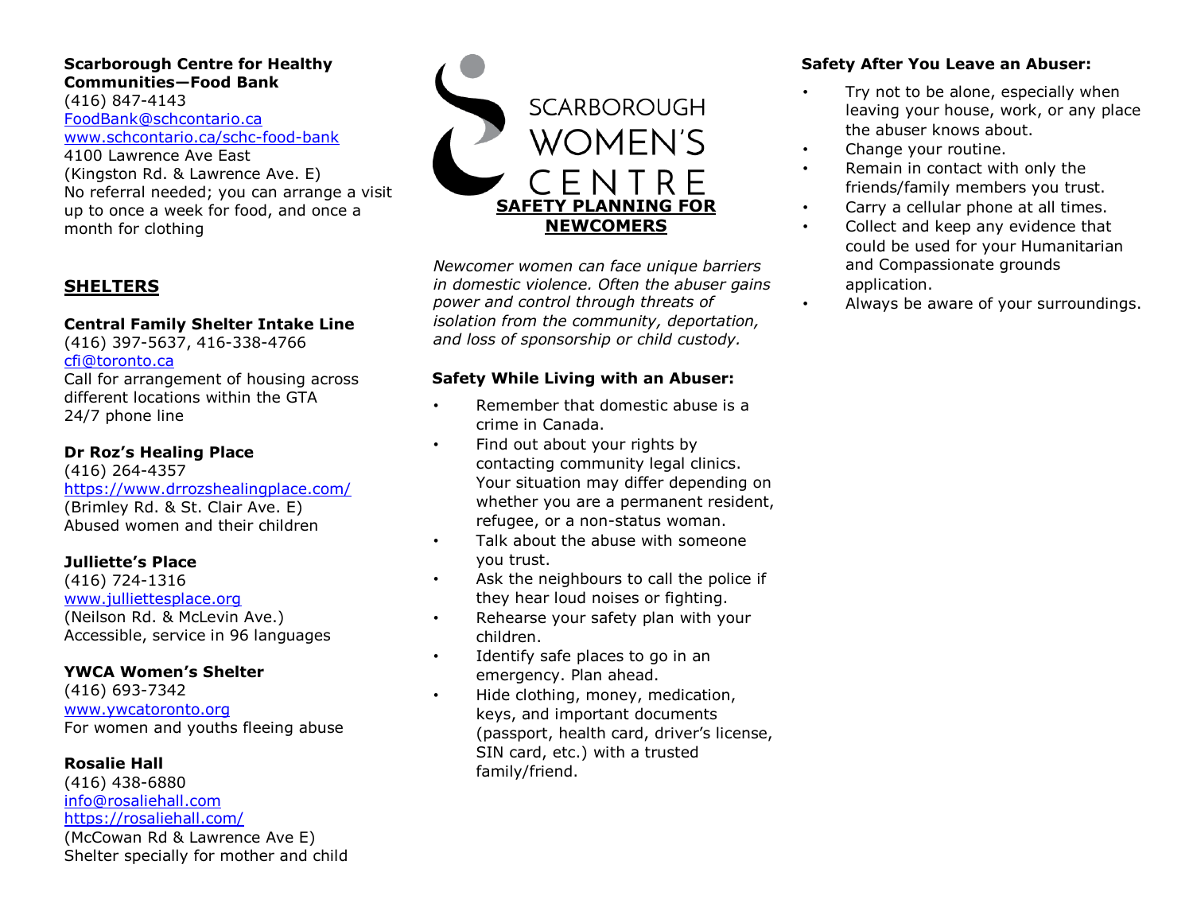**Scarborough Centre for Healthy Communities—Food Bank**
(416) 847-4143
FoodBank@schcontario.ca
www.schcontario.ca/schc-food-bank
4100 Lawrence Ave East
(Kingston Rd. & Lawrence Ave. E)
No referral needed; you can arrange a visit up to once a week for food, and once a month for clothing

## SHELTERS

**Central Family Shelter Intake Line**
(416) 397-5637, 416-338-4766
cfi@toronto.ca
Call for arrangement of housing across different locations within the GTA
24/7 phone line

**Dr Roz's Healing Place**
(416) 264-4357
https://www.drrozshealingplace.com/
(Brimley Rd. & St. Clair Ave. E)
Abused women and their children

**Julliette's Place**
(416) 724-1316
www.julliettesplace.org
(Neilson Rd. & McLevin Ave.)
Accessible, service in 96 languages

**YWCA Women's Shelter**
(416) 693-7342
www.ywcatoronto.org
For women and youths fleeing abuse

**Rosalie Hall**
(416) 438-6880
info@rosaliehall.com
https://rosaliehall.com/
(McCowan Rd & Lawrence Ave E)
Shelter specially for mother and child

SCARBOROUGH WOMEN'S CENTRE

# SAFETY PLANNING FOR NEWCOMERS

*Newcomer women can face unique barriers in domestic violence. Often the abuser gains power and control through threats of isolation from the community, deportation, and loss of sponsorship or child custody.*

**Safety While Living with an Abuser:**

- Remember that domestic abuse is a crime in Canada.
- Find out about your rights by contacting community legal clinics. Your situation may differ depending on whether you are a permanent resident, refugee, or a non-status woman.
- Talk about the abuse with someone you trust.
- Ask the neighbours to call the police if they hear loud noises or fighting.
- Rehearse your safety plan with your children.
- Identify safe places to go in an emergency. Plan ahead.
- Hide clothing, money, medication, keys, and important documents (passport, health card, driver's license, SIN card, etc.) with a trusted family/friend.

**Safety After You Leave an Abuser:**

- Try not to be alone, especially when leaving your house, work, or any place the abuser knows about.
- Change your routine.
- Remain in contact with only the friends/family members you trust.
- Carry a cellular phone at all times.
- Collect and keep any evidence that could be used for your Humanitarian and Compassionate grounds application.
- Always be aware of your surroundings.